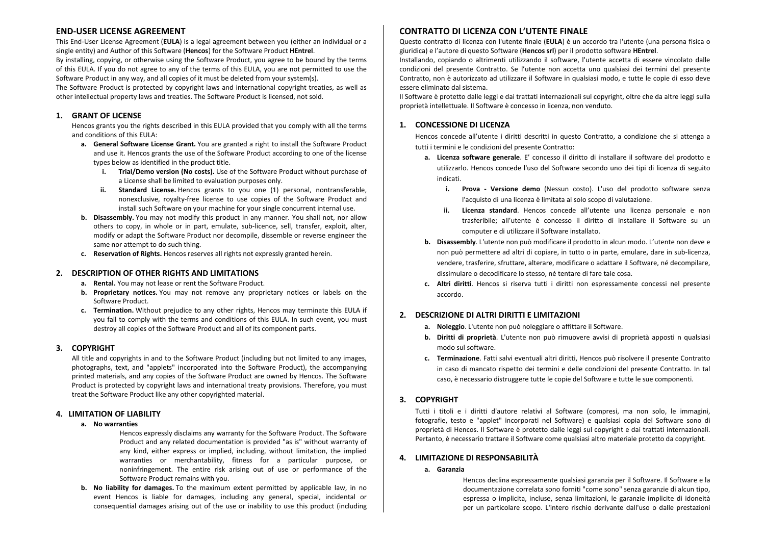## END-USER LICENSE AGREEMENT

This End-User License Agreement (**EULA**) is a legal agreement between you (either an individual or a single entity) and Author of this Software (**Hencos**) for the Software Product **HEntrel**.

By installing, copying, or otherwise using the Software Product, you agree to be bound by the terms of this EULA. If you do not agree to any of the terms of this EULA, you are not permitted to use the Software Product in any way, and all copies of it must be deleted from your system(s).

The Software Product is protected by copyright laws and international copyright treaties, as well as other intellectual property laws and treaties. The Software Product is licensed, not sold.

### 1. GRANT OF LICENSE

Hencos grants you the rights described in this EULA provided that you comply with all the terms and conditions of this EULA:

- **a. General Software License Grant.** You are granted a right to install the Software Product and use it. Hencos grants the use of the Software Product according to one of the license types below as identified in the product title.
  - **i. Trial/Demo version (No costs).** Use of the Software Product without purchase of a License shall be limited to evaluation purposes only.
  - **ii. Standard License.** Hencos grants to you one (1) personal, nontransferable, nonexclusive, royalty-free license to use copies of the Software Product and install such Software on your machine for your single concurrent internal use.
- **b. Disassembly.** You may not modify this product in any manner. You shall not, nor allow others to copy, in whole or in part, emulate, sub-licence, sell, transfer, exploit, alter, modify or adapt the Software Product nor decompile, dissemble or reverse engineer the same nor attempt to do such thing.
- **c. Reservation of Rights.** Hencos reserves all rights not expressly granted herein.

### 2. DESCRIPTION OF OTHER RIGHTS AND LIMITATIONS

- **a. Rental.** You may not lease or rent the Software Product.
- **b. Proprietary notices.** You may not remove any proprietary notices or labels on the Software Product.
- **c. Termination.** Without prejudice to any other rights, Hencos may terminate this EULA if you fail to comply with the terms and conditions of this EULA. In such event, you must destroy all copies of the Software Product and all of its component parts.

### 3. COPYRIGHT

All title and copyrights in and to the Software Product (including but not limited to any images, photographs, text, and "applets" incorporated into the Software Product), the accompanying printed materials, and any copies of the Software Product are owned by Hencos. The Software Product is protected by copyright laws and international treaty provisions. Therefore, you must treat the Software Product like any other copyrighted material.

### 4. LIMITATION OF LIABILITY

**a. No warranties**

Hencos expressly disclaims any warranty for the Software Product. The Software Product and any related documentation is provided "as is" without warranty of any kind, either express or implied, including, without limitation, the implied warranties or merchantability, fitness for a particular purpose, or noninfringement. The entire risk arising out of use or performance of the Software Product remains with you.

**b. No liability for damages.** To the maximum extent permitted by applicable law, in no event Hencos is liable for damages, including any general, special, incidental or consequential damages arising out of the use or inability to use this product (including

## CONTRATTO DI LICENZA CON L'UTENTE FINALE

Questo contratto di licenza con l'utente finale (**EULA**) è un accordo tra l'utente (una persona fisica o giuridica) e l'autore di questo Software (**Hencos srl**) per il prodotto software **HEntrel**.

Installando, copiando o altrimenti utilizzando il software, l'utente accetta di essere vincolato dalle condizioni del presente Contratto. Se l'utente non accetta uno qualsiasi dei termini del presente Contratto, non è autorizzato ad utilizzare il Software in qualsiasi modo, e tutte le copie di esso deve essere eliminato dal sistema.

Il Software è protetto dalle leggi e dai trattati internazionali sul copyright, oltre che da altre leggi sulla proprietà intellettuale. Il Software è concesso in licenza, non venduto.

### 1. CONCESSIONE DI LICENZA

Hencos concede all'utente i diritti descritti in questo Contratto, a condizione che si attenga a tutti i termini e le condizioni del presente Contratto:

- **a. Licenza software generale**. E' concesso il diritto di installare il software del prodotto e utilizzarlo. Hencos concede l'uso del Software secondo uno dei tipi di licenza di seguito indicati.
  - **i. Prova - Versione demo** (Nessun costo). L'uso del prodotto software senza l'acquisto di una licenza è limitata al solo scopo di valutazione.
  - **ii. Licenza standard**. Hencos concede all'utente una licenza personale e non trasferibile; all'utente è concesso il diritto di installare il Software su un computer e di utilizzare il Software installato.
- **b. Disassembly**. L'utente non può modificare il prodotto in alcun modo. L'utente non deve e non può permettere ad altri di copiare, in tutto o in parte, emulare, dare in sub-licenza, vendere, trasferire, sfruttare, alterare, modificare o adattare il Software, né decompilare, dissimulare o decodificare lo stesso, né tentare di fare tale cosa.
- **c. Altri diritti**. Hencos si riserva tutti i diritti non espressamente concessi nel presente accordo.

### 2. DESCRIZIONE DI ALTRI DIRITTI E LIMITAZIONI

- **a. Noleggio**. L'utente non può noleggiare o affittare il Software.
- **b. Diritti di proprietà**. L'utente non può rimuovere avvisi di proprietà apposti n qualsiasi modo sul software.
- **c. Terminazione**. Fatti salvi eventuali altri diritti, Hencos può risolvere il presente Contratto in caso di mancato rispetto dei termini e delle condizioni del presente Contratto. In tal caso, è necessario distruggere tutte le copie del Software e tutte le sue componenti.

### 3. COPYRIGHT

Tutti i titoli e i diritti d'autore relativi al Software (compresi, ma non solo, le immagini, fotografie, testo e "applet" incorporati nel Software) e qualsiasi copia del Software sono di proprietà di Hencos. Il Software è protetto dalle leggi sul copyright e dai trattati internazionali. Pertanto, è necessario trattare il Software come qualsiasi altro materiale protetto da copyright.

### 4. LIMITAZIONE DI RESPONSABILITÀ

**a. Garanzia**

Hencos declina espressamente qualsiasi garanzia per il Software. Il Software e la documentazione correlata sono forniti "come sono" senza garanzie di alcun tipo, espressa o implicita, incluse, senza limitazioni, le garanzie implicite di idoneità per un particolare scopo. L'intero rischio derivante dall'uso o dalle prestazioni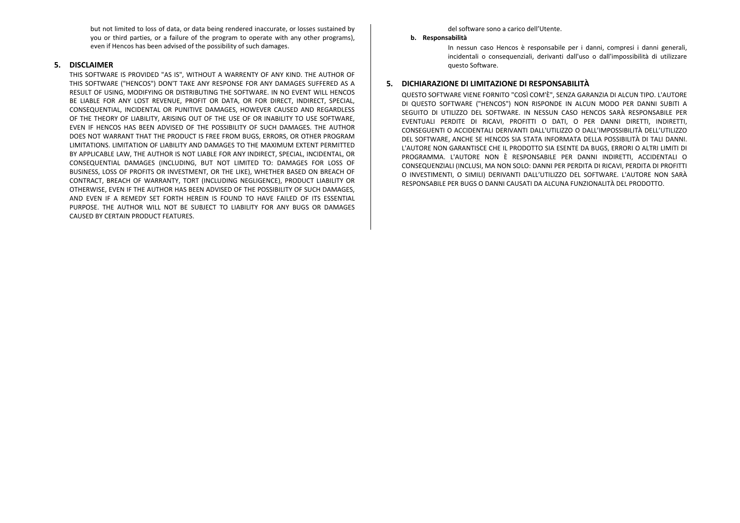but not limited to loss of data, or data being rendered inaccurate, or losses sustained by you or third parties, or a failure of the program to operate with any other programs), even if Hencos has been advised of the possibility of such damages.

## 5. DISCLAIMER

THIS SOFTWARE IS PROVIDED "AS IS", WITHOUT A WARRENTY OF ANY KIND. THE AUTHOR OF THIS SOFTWARE ("HENCOS") DON'T TAKE ANY RESPONSE FOR ANY DAMAGES SUFFERED AS A RESULT OF USING, MODIFYING OR DISTRIBUTING THE SOFTWARE. IN NO EVENT WILL HENCOS BE LIABLE FOR ANY LOST REVENUE, PROFIT OR DATA, OR FOR DIRECT, INDIRECT, SPECIAL, CONSEQUENTIAL, INCIDENTAL OR PUNITIVE DAMAGES, HOWEVER CAUSED AND REGARDLESS OF THE THEORY OF LIABILITY, ARISING OUT OF THE USE OF OR INABILITY TO USE SOFTWARE, EVEN IF HENCOS HAS BEEN ADVISED OF THE POSSIBILITY OF SUCH DAMAGES. THE AUTHOR DOES NOT WARRANT THAT THE PRODUCT IS FREE FROM BUGS, ERRORS, OR OTHER PROGRAM LIMITATIONS. LIMITATION OF LIABILITY AND DAMAGES TO THE MAXIMUM EXTENT PERMITTED BY APPLICABLE LAW, THE AUTHOR IS NOT LIABLE FOR ANY INDIRECT, SPECIAL, INCIDENTAL, OR CONSEQUENTIAL DAMAGES (INCLUDING, BUT NOT LIMITED TO: DAMAGES FOR LOSS OF BUSINESS, LOSS OF PROFITS OR INVESTMENT, OR THE LIKE), WHETHER BASED ON BREACH OF CONTRACT, BREACH OF WARRANTY, TORT (INCLUDING NEGLIGENCE), PRODUCT LIABILITY OR OTHERWISE, EVEN IF THE AUTHOR HAS BEEN ADVISED OF THE POSSIBILITY OF SUCH DAMAGES, AND EVEN IF A REMEDY SET FORTH HEREIN IS FOUND TO HAVE FAILED OF ITS ESSENTIAL PURPOSE. THE AUTHOR WILL NOT BE SUBJECT TO LIABILITY FOR ANY BUGS OR DAMAGES CAUSED BY CERTAIN PRODUCT FEATURES.

del software sono a carico dell'Utente.

**b. Responsabilità**

In nessun caso Hencos è responsabile per i danni, compresi i danni generali, incidentali o consequenziali, derivanti dall'uso o dall'impossibilità di utilizzare questo Software.

## 5. DICHIARAZIONE DI LIMITAZIONE DI RESPONSABILITÀ

QUESTO SOFTWARE VIENE FORNITO "COSÌ COM'È", SENZA GARANZIA DI ALCUN TIPO. L'AUTORE DI QUESTO SOFTWARE ("HENCOS") NON RISPONDE IN ALCUN MODO PER DANNI SUBITI A SEGUITO DI UTILIZZO DEL SOFTWARE. IN NESSUN CASO HENCOS SARÀ RESPONSABILE PER EVENTUALI PERDITE DI RICAVI, PROFITTI O DATI, O PER DANNI DIRETTI, INDIRETTI, CONSEGUENTI O ACCIDENTALI DERIVANTI DALL'UTILIZZO O DALL'IMPOSSIBILITÀ DELL'UTILIZZO DEL SOFTWARE, ANCHE SE HENCOS SIA STATA INFORMATA DELLA POSSIBILITÀ DI TALI DANNI. L'AUTORE NON GARANTISCE CHE IL PRODOTTO SIA ESENTE DA BUGS, ERRORI O ALTRI LIMITI DI PROGRAMMA. L'AUTORE NON È RESPONSABILE PER DANNI INDIRETTI, ACCIDENTALI O CONSEQUENZIALI (INCLUSI, MA NON SOLO: DANNI PER PERDITA DI RICAVI, PERDITA DI PROFITTI O INVESTIMENTI, O SIMILI) DERIVANTI DALL'UTILIZZO DEL SOFTWARE. L'AUTORE NON SARÀ RESPONSABILE PER BUGS O DANNI CAUSATI DA ALCUNA FUNZIONALITÀ DEL PRODOTTO.